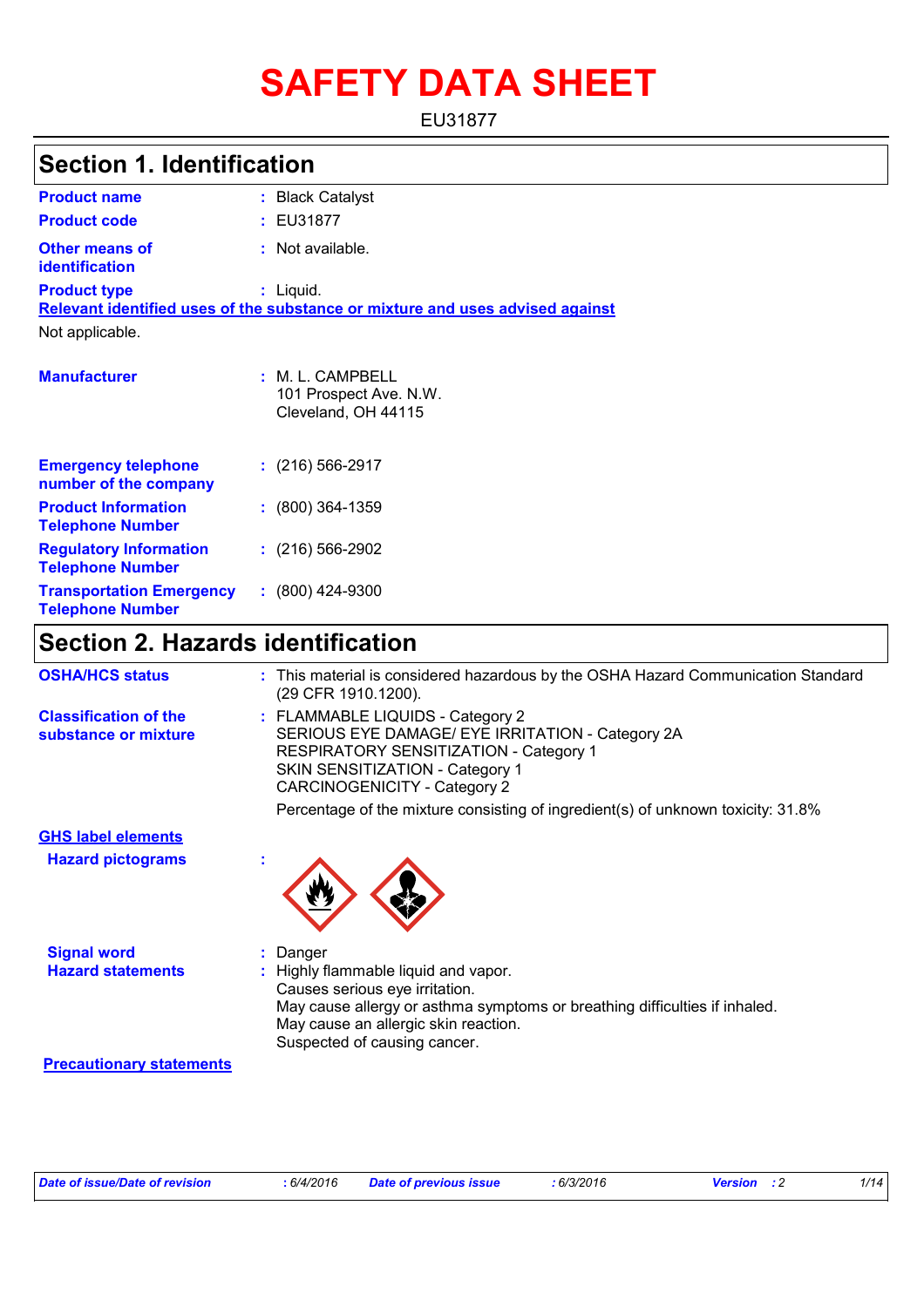# SAFETY DATA SHEET

EU31877

## Section 1. Identification

| | | |
|---|---|---|
| **Product name** | : | Black Catalyst |
| **Product code** | : | EU31877 |
| **Other means of identification** | : | Not available. |
| **Product type** | : | Liquid. |

**Relevant identified uses of the substance or mixture and uses advised against**

Not applicable.

| | | |
|---|---|---|
| **Manufacturer** | : | M. L. CAMPBELL<br>101 Prospect Ave. N.W.<br>Cleveland, OH 44115 |
| **Emergency telephone number of the company** | : | (216) 566-2917 |
| **Product Information Telephone Number** | : | (800) 364-1359 |
| **Regulatory Information Telephone Number** | : | (216) 566-2902 |
| **Transportation Emergency Telephone Number** | : | (800) 424-9300 |

## Section 2. Hazards identification

**OSHA/HCS status** : This material is considered hazardous by the OSHA Hazard Communication Standard (29 CFR 1910.1200).

**Classification of the substance or mixture** : FLAMMABLE LIQUIDS - Category 2
SERIOUS EYE DAMAGE/ EYE IRRITATION - Category 2A
RESPIRATORY SENSITIZATION - Category 1
SKIN SENSITIZATION - Category 1
CARCINOGENICITY - Category 2

Percentage of the mixture consisting of ingredient(s) of unknown toxicity: 31.8%

**GHS label elements**

**Hazard pictograms** :

**Signal word** : Danger

**Hazard statements** : Highly flammable liquid and vapor.
Causes serious eye irritation.
May cause allergy or asthma symptoms or breathing difficulties if inhaled.
May cause an allergic skin reaction.
Suspected of causing cancer.

**Precautionary statements**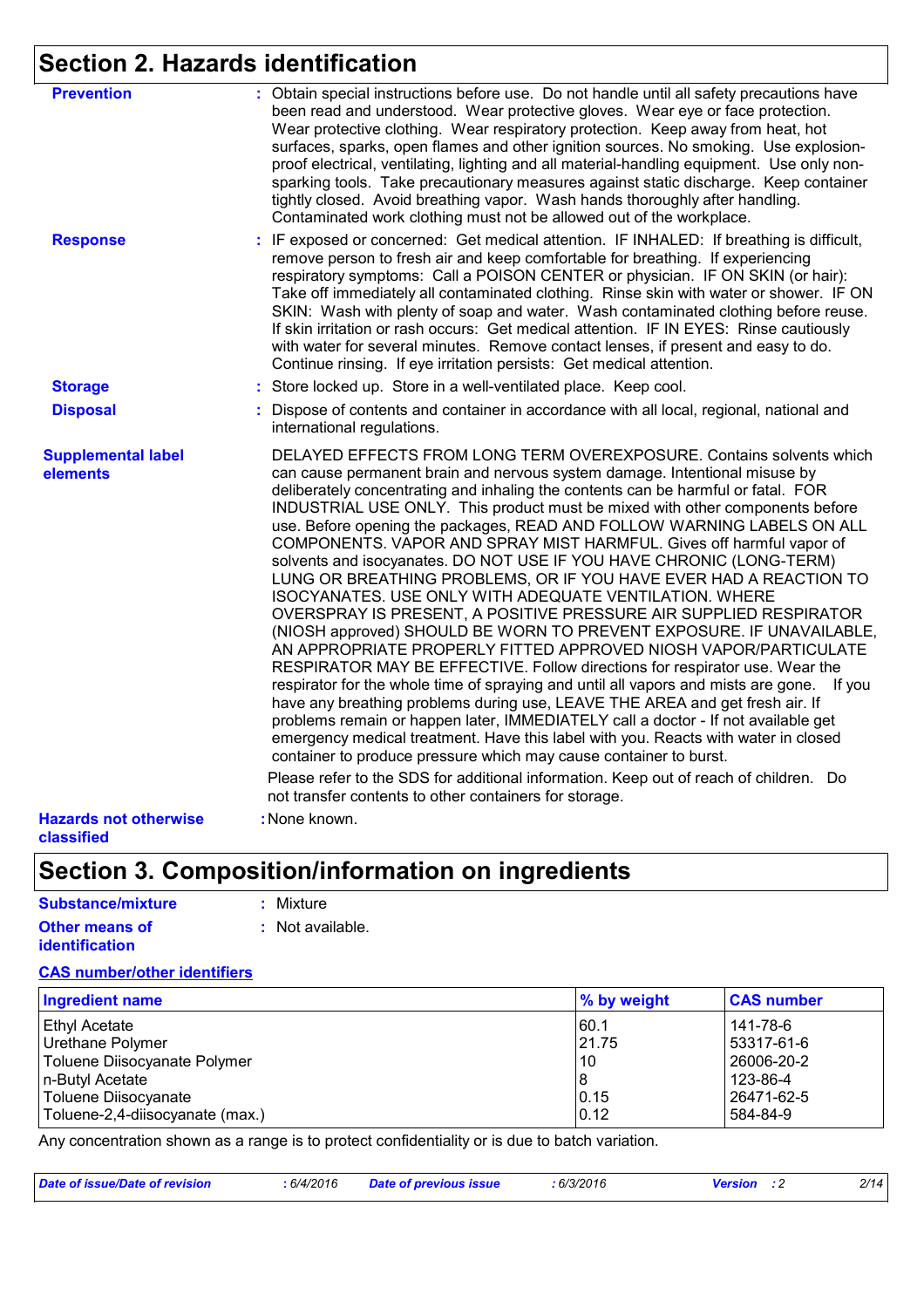## Section 2. Hazards identification

**Prevention** : Obtain special instructions before use. Do not handle until all safety precautions have been read and understood. Wear protective gloves. Wear eye or face protection. Wear protective clothing. Wear respiratory protection. Keep away from heat, hot surfaces, sparks, open flames and other ignition sources. No smoking. Use explosion-proof electrical, ventilating, lighting and all material-handling equipment. Use only non-sparking tools. Take precautionary measures against static discharge. Keep container tightly closed. Avoid breathing vapor. Wash hands thoroughly after handling. Contaminated work clothing must not be allowed out of the workplace.

**Response** : IF exposed or concerned: Get medical attention. IF INHALED: If breathing is difficult, remove person to fresh air and keep comfortable for breathing. If experiencing respiratory symptoms: Call a POISON CENTER or physician. IF ON SKIN (or hair): Take off immediately all contaminated clothing. Rinse skin with water or shower. IF ON SKIN: Wash with plenty of soap and water. Wash contaminated clothing before reuse. If skin irritation or rash occurs: Get medical attention. IF IN EYES: Rinse cautiously with water for several minutes. Remove contact lenses, if present and easy to do. Continue rinsing. If eye irritation persists: Get medical attention.

**Storage** : Store locked up. Store in a well-ventilated place. Keep cool.

**Disposal** : Dispose of contents and container in accordance with all local, regional, national and international regulations.

**Supplemental label elements**

DELAYED EFFECTS FROM LONG TERM OVEREXPOSURE. Contains solvents which can cause permanent brain and nervous system damage. Intentional misuse by deliberately concentrating and inhaling the contents can be harmful or fatal. FOR INDUSTRIAL USE ONLY. This product must be mixed with other components before use. Before opening the packages, READ AND FOLLOW WARNING LABELS ON ALL COMPONENTS. VAPOR AND SPRAY MIST HARMFUL. Gives off harmful vapor of solvents and isocyanates. DO NOT USE IF YOU HAVE CHRONIC (LONG-TERM) LUNG OR BREATHING PROBLEMS, OR IF YOU HAVE EVER HAD A REACTION TO ISOCYANATES. USE ONLY WITH ADEQUATE VENTILATION. WHERE OVERSPRAY IS PRESENT, A POSITIVE PRESSURE AIR SUPPLIED RESPIRATOR (NIOSH approved) SHOULD BE WORN TO PREVENT EXPOSURE. IF UNAVAILABLE, AN APPROPRIATE PROPERLY FITTED APPROVED NIOSH VAPOR/PARTICULATE RESPIRATOR MAY BE EFFECTIVE. Follow directions for respirator use. Wear the respirator for the whole time of spraying and until all vapors and mists are gone. If you have any breathing problems during use, LEAVE THE AREA and get fresh air. If problems remain or happen later, IMMEDIATELY call a doctor - If not available get emergency medical treatment. Have this label with you. Reacts with water in closed container to produce pressure which may cause container to burst.

Please refer to the SDS for additional information. Keep out of reach of children. Do not transfer contents to other containers for storage.

**Hazards not otherwise classified** : None known.

## Section 3. Composition/information on ingredients

**Substance/mixture** : Mixture

**Other means of identification** : Not available.

**CAS number/other identifiers**

| Ingredient name | % by weight | CAS number |
|---|---|---|
| Ethyl Acetate | 60.1 | 141-78-6 |
| Urethane Polymer | 21.75 | 53317-61-6 |
| Toluene Diisocyanate Polymer | 10 | 26006-20-2 |
| n-Butyl Acetate | 8 | 123-86-4 |
| Toluene Diisocyanate | 0.15 | 26471-62-5 |
| Toluene-2,4-diisocyanate (max.) | 0.12 | 584-84-9 |

Any concentration shown as a range is to protect confidentiality or is due to batch variation.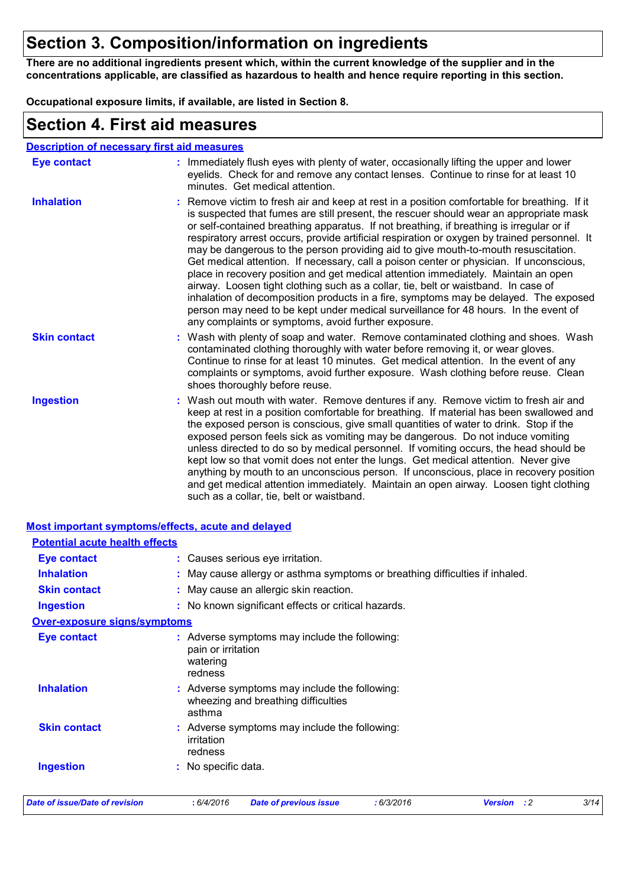## Section 3. Composition/information on ingredients

**There are no additional ingredients present which, within the current knowledge of the supplier and in the concentrations applicable, are classified as hazardous to health and hence require reporting in this section.**

**Occupational exposure limits, if available, are listed in Section 8.**

## Section 4. First aid measures

### Description of necessary first aid measures

**Eye contact** : Immediately flush eyes with plenty of water, occasionally lifting the upper and lower eyelids. Check for and remove any contact lenses. Continue to rinse for at least 10 minutes. Get medical attention.

**Inhalation** : Remove victim to fresh air and keep at rest in a position comfortable for breathing. If it is suspected that fumes are still present, the rescuer should wear an appropriate mask or self-contained breathing apparatus. If not breathing, if breathing is irregular or if respiratory arrest occurs, provide artificial respiration or oxygen by trained personnel. It may be dangerous to the person providing aid to give mouth-to-mouth resuscitation. Get medical attention. If necessary, call a poison center or physician. If unconscious, place in recovery position and get medical attention immediately. Maintain an open airway. Loosen tight clothing such as a collar, tie, belt or waistband. In case of inhalation of decomposition products in a fire, symptoms may be delayed. The exposed person may need to be kept under medical surveillance for 48 hours. In the event of any complaints or symptoms, avoid further exposure.

**Skin contact** : Wash with plenty of soap and water. Remove contaminated clothing and shoes. Wash contaminated clothing thoroughly with water before removing it, or wear gloves. Continue to rinse for at least 10 minutes. Get medical attention. In the event of any complaints or symptoms, avoid further exposure. Wash clothing before reuse. Clean shoes thoroughly before reuse.

**Ingestion** : Wash out mouth with water. Remove dentures if any. Remove victim to fresh air and keep at rest in a position comfortable for breathing. If material has been swallowed and the exposed person is conscious, give small quantities of water to drink. Stop if the exposed person feels sick as vomiting may be dangerous. Do not induce vomiting unless directed to do so by medical personnel. If vomiting occurs, the head should be kept low so that vomit does not enter the lungs. Get medical attention. Never give anything by mouth to an unconscious person. If unconscious, place in recovery position and get medical attention immediately. Maintain an open airway. Loosen tight clothing such as a collar, tie, belt or waistband.

### Most important symptoms/effects, acute and delayed

#### Potential acute health effects

**Eye contact** : Causes serious eye irritation.

**Inhalation** : May cause allergy or asthma symptoms or breathing difficulties if inhaled.

**Skin contact** : May cause an allergic skin reaction.

**Ingestion** : No known significant effects or critical hazards.

#### Over-exposure signs/symptoms

**Eye contact** : Adverse symptoms may include the following:
pain or irritation
watering
redness

**Inhalation** : Adverse symptoms may include the following:
wheezing and breathing difficulties
asthma

**Skin contact** : Adverse symptoms may include the following:
irritation
redness

**Ingestion** : No specific data.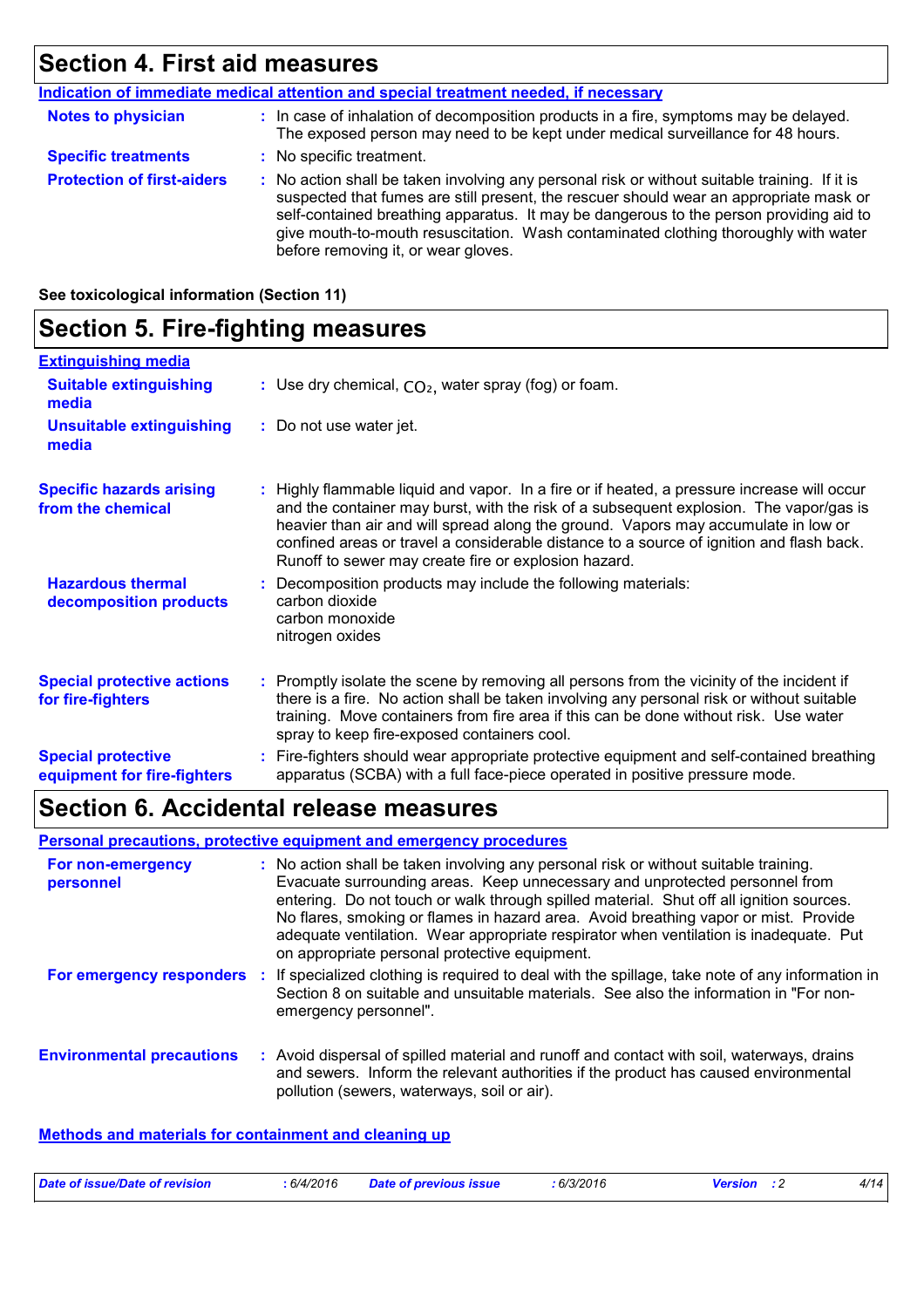## Section 4. First aid measures

**Indication of immediate medical attention and special treatment needed, if necessary**

**Notes to physician** : In case of inhalation of decomposition products in a fire, symptoms may be delayed. The exposed person may need to be kept under medical surveillance for 48 hours.

**Specific treatments** : No specific treatment.

**Protection of first-aiders** : No action shall be taken involving any personal risk or without suitable training. If it is suspected that fumes are still present, the rescuer should wear an appropriate mask or self-contained breathing apparatus. It may be dangerous to the person providing aid to give mouth-to-mouth resuscitation. Wash contaminated clothing thoroughly with water before removing it, or wear gloves.

**See toxicological information (Section 11)**

## Section 5. Fire-fighting measures

**Extinguishing media**

**Suitable extinguishing media** : Use dry chemical, $CO_2$, water spray (fog) or foam.

**Unsuitable extinguishing media** : Do not use water jet.

**Specific hazards arising from the chemical** : Highly flammable liquid and vapor. In a fire or if heated, a pressure increase will occur and the container may burst, with the risk of a subsequent explosion. The vapor/gas is heavier than air and will spread along the ground. Vapors may accumulate in low or confined areas or travel a considerable distance to a source of ignition and flash back. Runoff to sewer may create fire or explosion hazard.

**Hazardous thermal decomposition products** : Decomposition products may include the following materials:
carbon dioxide
carbon monoxide
nitrogen oxides

**Special protective actions for fire-fighters** : Promptly isolate the scene by removing all persons from the vicinity of the incident if there is a fire. No action shall be taken involving any personal risk or without suitable training. Move containers from fire area if this can be done without risk. Use water spray to keep fire-exposed containers cool.

**Special protective equipment for fire-fighters** : Fire-fighters should wear appropriate protective equipment and self-contained breathing apparatus (SCBA) with a full face-piece operated in positive pressure mode.

## Section 6. Accidental release measures

**Personal precautions, protective equipment and emergency procedures**

**For non-emergency personnel** : No action shall be taken involving any personal risk or without suitable training. Evacuate surrounding areas. Keep unnecessary and unprotected personnel from entering. Do not touch or walk through spilled material. Shut off all ignition sources. No flares, smoking or flames in hazard area. Avoid breathing vapor or mist. Provide adequate ventilation. Wear appropriate respirator when ventilation is inadequate. Put on appropriate personal protective equipment.

**For emergency responders** : If specialized clothing is required to deal with the spillage, take note of any information in Section 8 on suitable and unsuitable materials. See also the information in "For non-emergency personnel".

**Environmental precautions** : Avoid dispersal of spilled material and runoff and contact with soil, waterways, drains and sewers. Inform the relevant authorities if the product has caused environmental pollution (sewers, waterways, soil or air).

**Methods and materials for containment and cleaning up**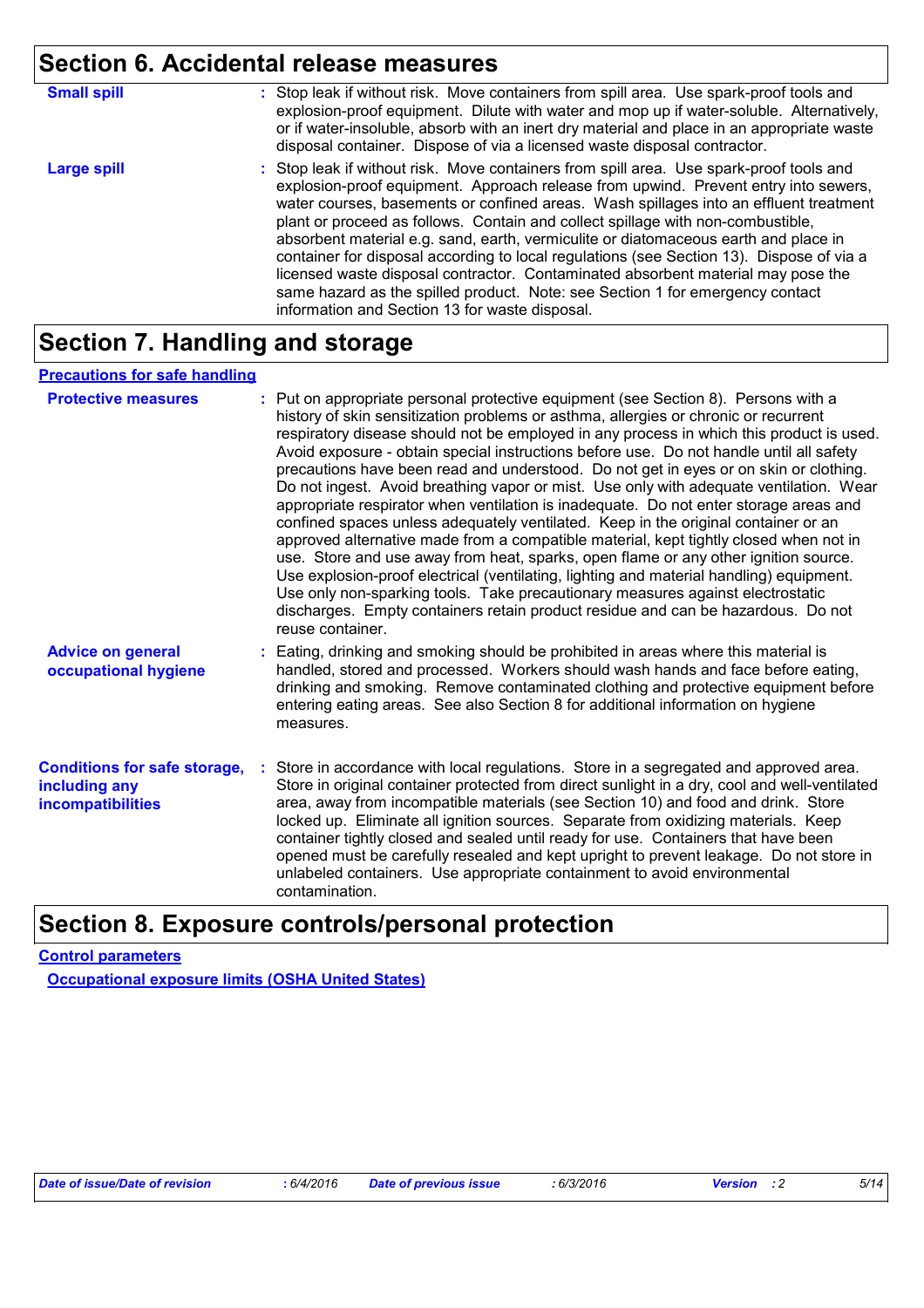## Section 6. Accidental release measures

**Small spill** : Stop leak if without risk. Move containers from spill area. Use spark-proof tools and explosion-proof equipment. Dilute with water and mop up if water-soluble. Alternatively, or if water-insoluble, absorb with an inert dry material and place in an appropriate waste disposal container. Dispose of via a licensed waste disposal contractor.

**Large spill** : Stop leak if without risk. Move containers from spill area. Use spark-proof tools and explosion-proof equipment. Approach release from upwind. Prevent entry into sewers, water courses, basements or confined areas. Wash spillages into an effluent treatment plant or proceed as follows. Contain and collect spillage with non-combustible, absorbent material e.g. sand, earth, vermiculite or diatomaceous earth and place in container for disposal according to local regulations (see Section 13). Dispose of via a licensed waste disposal contractor. Contaminated absorbent material may pose the same hazard as the spilled product. Note: see Section 1 for emergency contact information and Section 13 for waste disposal.

## Section 7. Handling and storage

**Precautions for safe handling**

**Protective measures** : Put on appropriate personal protective equipment (see Section 8). Persons with a history of skin sensitization problems or asthma, allergies or chronic or recurrent respiratory disease should not be employed in any process in which this product is used. Avoid exposure - obtain special instructions before use. Do not handle until all safety precautions have been read and understood. Do not get in eyes or on skin or clothing. Do not ingest. Avoid breathing vapor or mist. Use only with adequate ventilation. Wear appropriate respirator when ventilation is inadequate. Do not enter storage areas and confined spaces unless adequately ventilated. Keep in the original container or an approved alternative made from a compatible material, kept tightly closed when not in use. Store and use away from heat, sparks, open flame or any other ignition source. Use explosion-proof electrical (ventilating, lighting and material handling) equipment. Use only non-sparking tools. Take precautionary measures against electrostatic discharges. Empty containers retain product residue and can be hazardous. Do not reuse container.

**Advice on general occupational hygiene** : Eating, drinking and smoking should be prohibited in areas where this material is handled, stored and processed. Workers should wash hands and face before eating, drinking and smoking. Remove contaminated clothing and protective equipment before entering eating areas. See also Section 8 for additional information on hygiene measures.

**Conditions for safe storage, including any incompatibilities** : Store in accordance with local regulations. Store in a segregated and approved area. Store in original container protected from direct sunlight in a dry, cool and well-ventilated area, away from incompatible materials (see Section 10) and food and drink. Store locked up. Eliminate all ignition sources. Separate from oxidizing materials. Keep container tightly closed and sealed until ready for use. Containers that have been opened must be carefully resealed and kept upright to prevent leakage. Do not store in unlabeled containers. Use appropriate containment to avoid environmental contamination.

## Section 8. Exposure controls/personal protection

**Control parameters**

**Occupational exposure limits (OSHA United States)**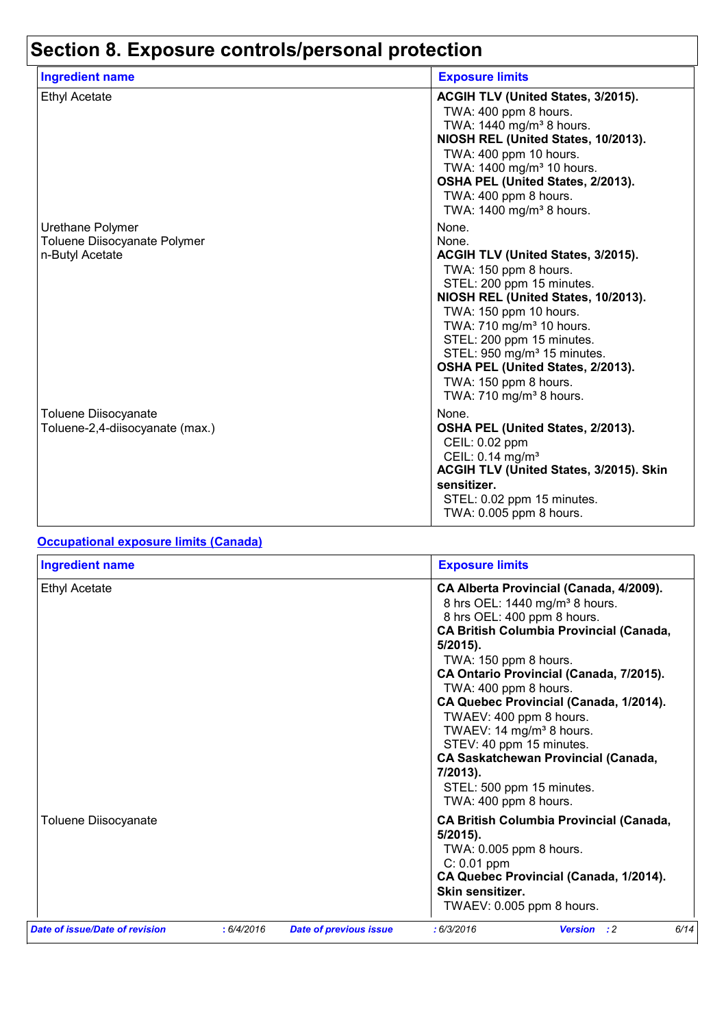## Section 8. Exposure controls/personal protection

| Ingredient name | Exposure limits |
|---|---|
| Ethyl Acetate | **ACGIH TLV (United States, 3/2015).**<br>TWA: 400 ppm 8 hours.<br>TWA: 1440 mg/m³ 8 hours.<br>**NIOSH REL (United States, 10/2013).**<br>TWA: 400 ppm 10 hours.<br>TWA: 1400 mg/m³ 10 hours.<br>**OSHA PEL (United States, 2/2013).**<br>TWA: 400 ppm 8 hours.<br>TWA: 1400 mg/m³ 8 hours. |
| Urethane Polymer | None. |
| Toluene Diisocyanate Polymer | None. |
| n-Butyl Acetate | **ACGIH TLV (United States, 3/2015).**<br>TWA: 150 ppm 8 hours.<br>STEL: 200 ppm 15 minutes.<br>**NIOSH REL (United States, 10/2013).**<br>TWA: 150 ppm 10 hours.<br>TWA: 710 mg/m³ 10 hours.<br>STEL: 200 ppm 15 minutes.<br>STEL: 950 mg/m³ 15 minutes.<br>**OSHA PEL (United States, 2/2013).**<br>TWA: 150 ppm 8 hours.<br>TWA: 710 mg/m³ 8 hours. |
| Toluene Diisocyanate | None. |
| Toluene-2,4-diisocyanate (max.) | **OSHA PEL (United States, 2/2013).**<br>CEIL: 0.02 ppm<br>CEIL: 0.14 mg/m³<br>**ACGIH TLV (United States, 3/2015). Skin sensitizer.**<br>STEL: 0.02 ppm 15 minutes.<br>TWA: 0.005 ppm 8 hours. |

### Occupational exposure limits (Canada)

| Ingredient name | Exposure limits |
|---|---|
| Ethyl Acetate | **CA Alberta Provincial (Canada, 4/2009).**<br>8 hrs OEL: 1440 mg/m³ 8 hours.<br>8 hrs OEL: 400 ppm 8 hours.<br>**CA British Columbia Provincial (Canada, 5/2015).**<br>TWA: 150 ppm 8 hours.<br>**CA Ontario Provincial (Canada, 7/2015).**<br>TWA: 400 ppm 8 hours.<br>**CA Quebec Provincial (Canada, 1/2014).**<br>TWAEV: 400 ppm 8 hours.<br>TWAEV: 14 mg/m³ 8 hours.<br>STEV: 40 ppm 15 minutes.<br>**CA Saskatchewan Provincial (Canada, 7/2013).**<br>STEL: 500 ppm 15 minutes.<br>TWA: 400 ppm 8 hours. |
| Toluene Diisocyanate | **CA British Columbia Provincial (Canada, 5/2015).**<br>TWA: 0.005 ppm 8 hours.<br>C: 0.01 ppm<br>**CA Quebec Provincial (Canada, 1/2014). Skin sensitizer.**<br>TWAEV: 0.005 ppm 8 hours. |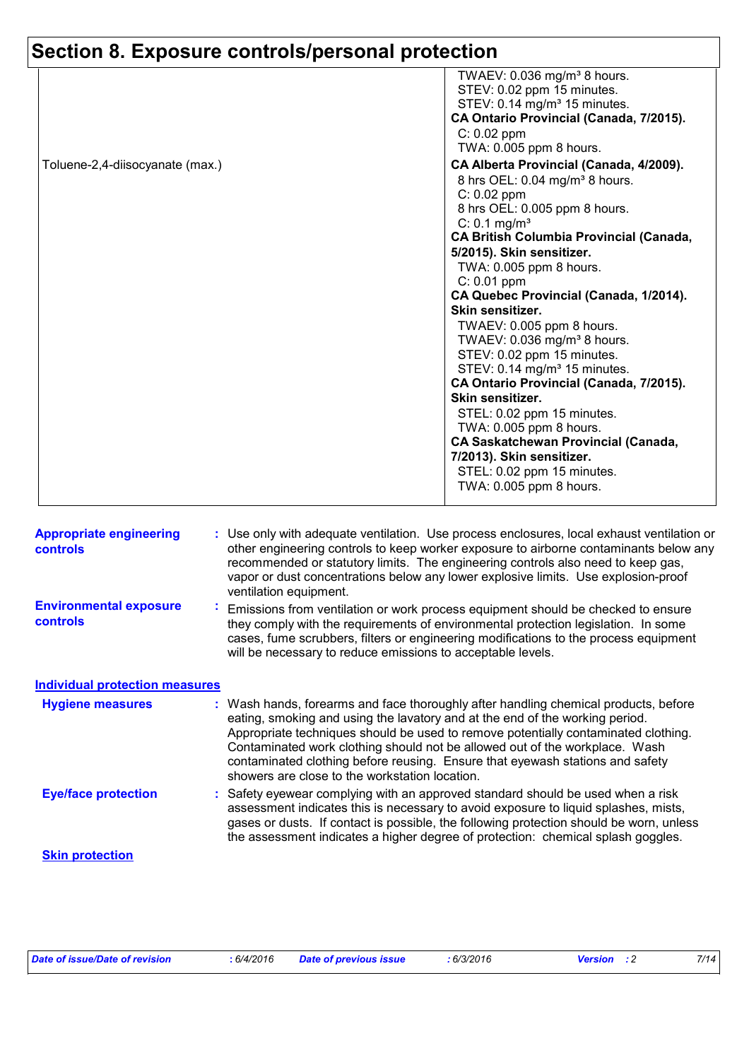## Section 8. Exposure controls/personal protection

| | |
|---|---|
| | TWAEV: 0.036 mg/m³ 8 hours.<br>STEV: 0.02 ppm 15 minutes.<br>STEV: 0.14 mg/m³ 15 minutes.<br>**CA Ontario Provincial (Canada, 7/2015).**<br>C: 0.02 ppm<br>TWA: 0.005 ppm 8 hours. |
| Toluene-2,4-diisocyanate (max.) | **CA Alberta Provincial (Canada, 4/2009).**<br>8 hrs OEL: 0.04 mg/m³ 8 hours.<br>C: 0.02 ppm<br>8 hrs OEL: 0.005 ppm 8 hours.<br>C: 0.1 mg/m³<br>**CA British Columbia Provincial (Canada, 5/2015). Skin sensitizer.**<br>TWA: 0.005 ppm 8 hours.<br>C: 0.01 ppm<br>**CA Quebec Provincial (Canada, 1/2014). Skin sensitizer.**<br>TWAEV: 0.005 ppm 8 hours.<br>TWAEV: 0.036 mg/m³ 8 hours.<br>STEV: 0.02 ppm 15 minutes.<br>STEV: 0.14 mg/m³ 15 minutes.<br>**CA Ontario Provincial (Canada, 7/2015). Skin sensitizer.**<br>STEL: 0.02 ppm 15 minutes.<br>TWA: 0.005 ppm 8 hours.<br>**CA Saskatchewan Provincial (Canada, 7/2013). Skin sensitizer.**<br>STEL: 0.02 ppm 15 minutes.<br>TWA: 0.005 ppm 8 hours. |

**Appropriate engineering controls** : Use only with adequate ventilation. Use process enclosures, local exhaust ventilation or other engineering controls to keep worker exposure to airborne contaminants below any recommended or statutory limits. The engineering controls also need to keep gas, vapor or dust concentrations below any lower explosive limits. Use explosion-proof ventilation equipment.

**Environmental exposure controls** : Emissions from ventilation or work process equipment should be checked to ensure they comply with the requirements of environmental protection legislation. In some cases, fume scrubbers, filters or engineering modifications to the process equipment will be necessary to reduce emissions to acceptable levels.

### Individual protection measures

**Hygiene measures** : Wash hands, forearms and face thoroughly after handling chemical products, before eating, smoking and using the lavatory and at the end of the working period. Appropriate techniques should be used to remove potentially contaminated clothing. Contaminated work clothing should not be allowed out of the workplace. Wash contaminated clothing before reusing. Ensure that eyewash stations and safety showers are close to the workstation location.

**Eye/face protection** : Safety eyewear complying with an approved standard should be used when a risk assessment indicates this is necessary to avoid exposure to liquid splashes, mists, gases or dusts. If contact is possible, the following protection should be worn, unless the assessment indicates a higher degree of protection: chemical splash goggles.

**Skin protection**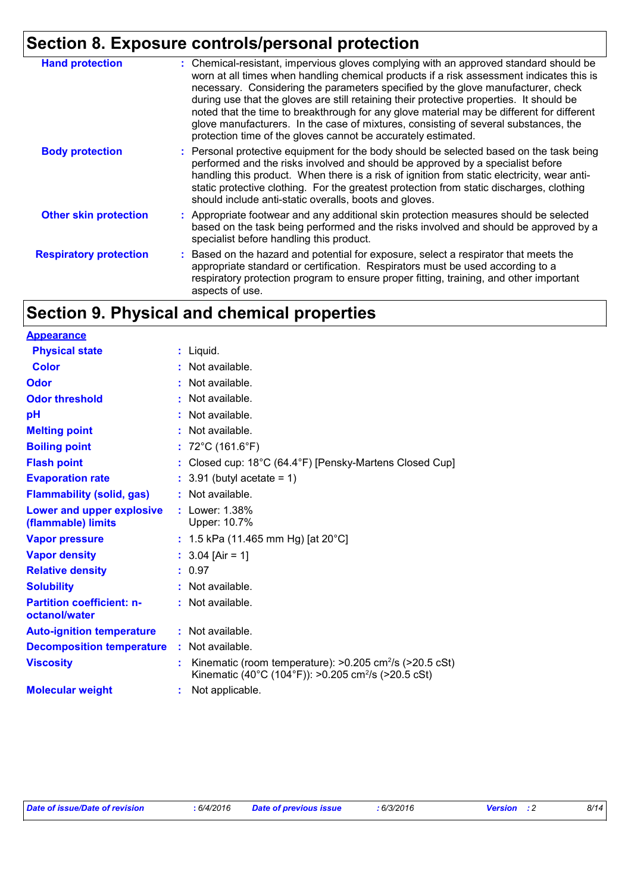## Section 8. Exposure controls/personal protection

| | |
|---|---|
| **Hand protection** | : Chemical-resistant, impervious gloves complying with an approved standard should be worn at all times when handling chemical products if a risk assessment indicates this is necessary. Considering the parameters specified by the glove manufacturer, check during use that the gloves are still retaining their protective properties. It should be noted that the time to breakthrough for any glove material may be different for different glove manufacturers. In the case of mixtures, consisting of several substances, the protection time of the gloves cannot be accurately estimated. |
| **Body protection** | : Personal protective equipment for the body should be selected based on the task being performed and the risks involved and should be approved by a specialist before handling this product. When there is a risk of ignition from static electricity, wear anti-static protective clothing. For the greatest protection from static discharges, clothing should include anti-static overalls, boots and gloves. |
| **Other skin protection** | : Appropriate footwear and any additional skin protection measures should be selected based on the task being performed and the risks involved and should be approved by a specialist before handling this product. |
| **Respiratory protection** | : Based on the hazard and potential for exposure, select a respirator that meets the appropriate standard or certification. Respirators must be used according to a respiratory protection program to ensure proper fitting, training, and other important aspects of use. |

## Section 9. Physical and chemical properties

**Appearance**

| | |
|---|---|
| **Physical state** | : Liquid. |
| **Color** | : Not available. |
| **Odor** | : Not available. |
| **Odor threshold** | : Not available. |
| **pH** | : Not available. |
| **Melting point** | : Not available. |
| **Boiling point** | : 72°C (161.6°F) |
| **Flash point** | : Closed cup: 18°C (64.4°F) [Pensky-Martens Closed Cup] |
| **Evaporation rate** | : 3.91 (butyl acetate = 1) |
| **Flammability (solid, gas)** | : Not available. |
| **Lower and upper explosive (flammable) limits** | : Lower: 1.38%<br>Upper: 10.7% |
| **Vapor pressure** | : 1.5 kPa (11.465 mm Hg) [at 20°C] |
| **Vapor density** | : 3.04 [Air = 1] |
| **Relative density** | : 0.97 |
| **Solubility** | : Not available. |
| **Partition coefficient: n-octanol/water** | : Not available. |
| **Auto-ignition temperature** | : Not available. |
| **Decomposition temperature** | : Not available. |
| **Viscosity** | : Kinematic (room temperature): >0.205 $cm^2/s$ (>20.5 cSt)<br>Kinematic (40°C (104°F)): >0.205 $cm^2/s$ (>20.5 cSt) |
| **Molecular weight** | : Not applicable. |

*Date of issue/Date of revision* : 6/4/2016 *Date of previous issue* : 6/3/2016 *Version* : 2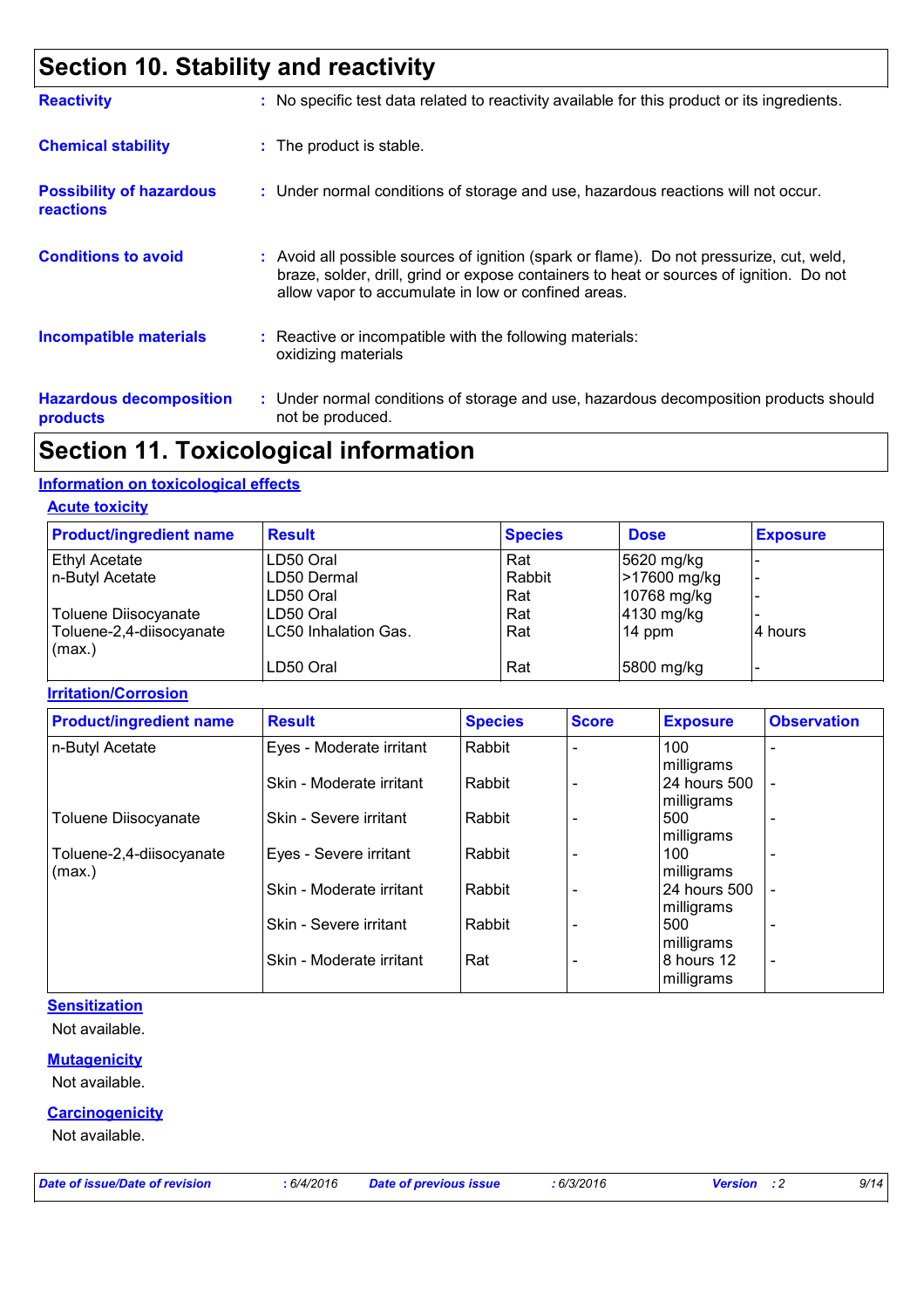## Section 10. Stability and reactivity

**Reactivity** : No specific test data related to reactivity available for this product or its ingredients.

**Chemical stability** : The product is stable.

**Possibility of hazardous reactions** : Under normal conditions of storage and use, hazardous reactions will not occur.

**Conditions to avoid** : Avoid all possible sources of ignition (spark or flame). Do not pressurize, cut, weld, braze, solder, drill, grind or expose containers to heat or sources of ignition. Do not allow vapor to accumulate in low or confined areas.

**Incompatible materials** : Reactive or incompatible with the following materials: oxidizing materials

**Hazardous decomposition products** : Under normal conditions of storage and use, hazardous decomposition products should not be produced.

## Section 11. Toxicological information

### Information on toxicological effects

#### Acute toxicity

| Product/ingredient name | Result | Species | Dose | Exposure |
|---|---|---|---|---|
| Ethyl Acetate | LD50 Oral | Rat | 5620 mg/kg | - |
| n-Butyl Acetate | LD50 Dermal | Rabbit | >17600 mg/kg | - |
| | LD50 Oral | Rat | 10768 mg/kg | - |
| Toluene Diisocyanate | LD50 Oral | Rat | 4130 mg/kg | - |
| Toluene-2,4-diisocyanate (max.) | LC50 Inhalation Gas. | Rat | 14 ppm | 4 hours |
| | LD50 Oral | Rat | 5800 mg/kg | - |

#### Irritation/Corrosion

| Product/ingredient name | Result | Species | Score | Exposure | Observation |
|---|---|---|---|---|---|
| n-Butyl Acetate | Eyes - Moderate irritant | Rabbit | - | 100 milligrams | - |
| | Skin - Moderate irritant | Rabbit | - | 24 hours 500 milligrams | - |
| Toluene Diisocyanate | Skin - Severe irritant | Rabbit | - | 500 milligrams | - |
| Toluene-2,4-diisocyanate (max.) | Eyes - Severe irritant | Rabbit | - | 100 milligrams | - |
| | Skin - Moderate irritant | Rabbit | - | 24 hours 500 milligrams | - |
| | Skin - Severe irritant | Rabbit | - | 500 milligrams | - |
| | Skin - Moderate irritant | Rat | - | 8 hours 12 milligrams | - |

#### Sensitization

Not available.

#### Mutagenicity

Not available.

#### Carcinogenicity

Not available.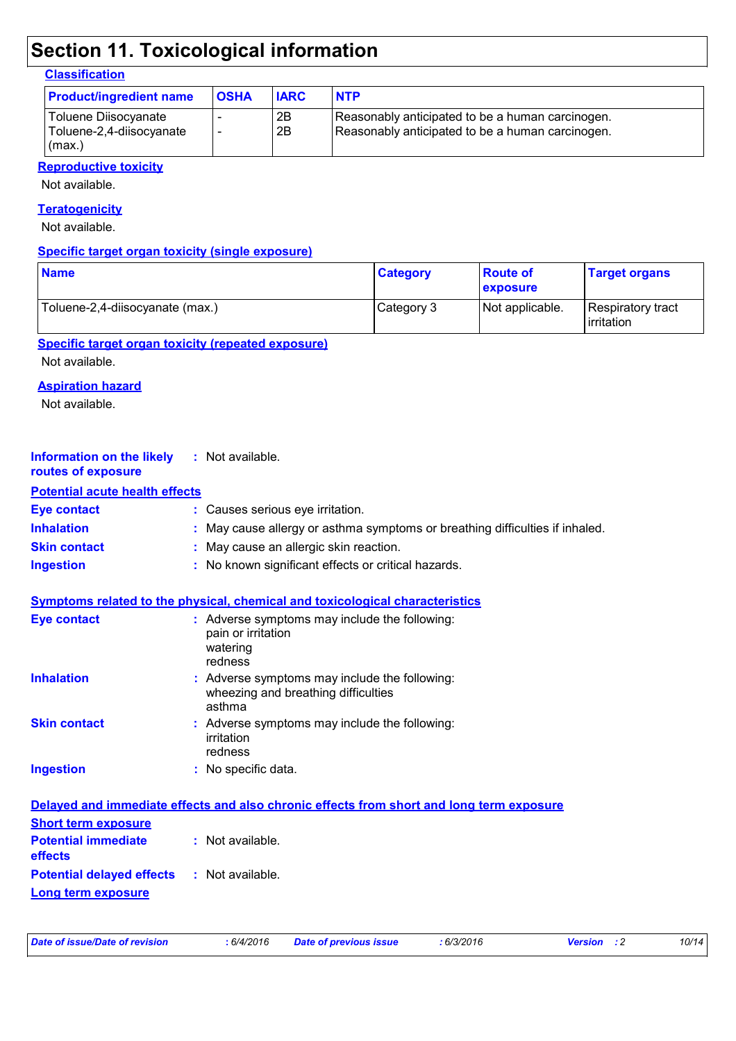# Section 11. Toxicological information

### Classification

| Product/ingredient name | OSHA | IARC | NTP |
| --- | --- | --- | --- |
| Toluene Diisocyanate<br>Toluene-2,4-diisocyanate (max.) | -<br>- | 2B<br>2B | Reasonably anticipated to be a human carcinogen.<br>Reasonably anticipated to be a human carcinogen. |

### Reproductive toxicity

Not available.

### Teratogenicity

Not available.

### Specific target organ toxicity (single exposure)

| Name | Category | Route of exposure | Target organs |
| --- | --- | --- | --- |
| Toluene-2,4-diisocyanate (max.) | Category 3 | Not applicable. | Respiratory tract irritation |

### Specific target organ toxicity (repeated exposure)

Not available.

### Aspiration hazard

Not available.

**Information on the likely routes of exposure** : Not available.

### Potential acute health effects

**Eye contact** : Causes serious eye irritation.

**Inhalation** : May cause allergy or asthma symptoms or breathing difficulties if inhaled.

**Skin contact** : May cause an allergic skin reaction.

**Ingestion** : No known significant effects or critical hazards.

### Symptoms related to the physical, chemical and toxicological characteristics

**Eye contact** : Adverse symptoms may include the following:
pain or irritation
watering
redness

**Inhalation** : Adverse symptoms may include the following:
wheezing and breathing difficulties
asthma

**Skin contact** : Adverse symptoms may include the following:
irritation
redness

**Ingestion** : No specific data.

### Delayed and immediate effects and also chronic effects from short and long term exposure

#### Short term exposure

**Potential immediate effects** : Not available.

**Potential delayed effects** : Not available.

#### Long term exposure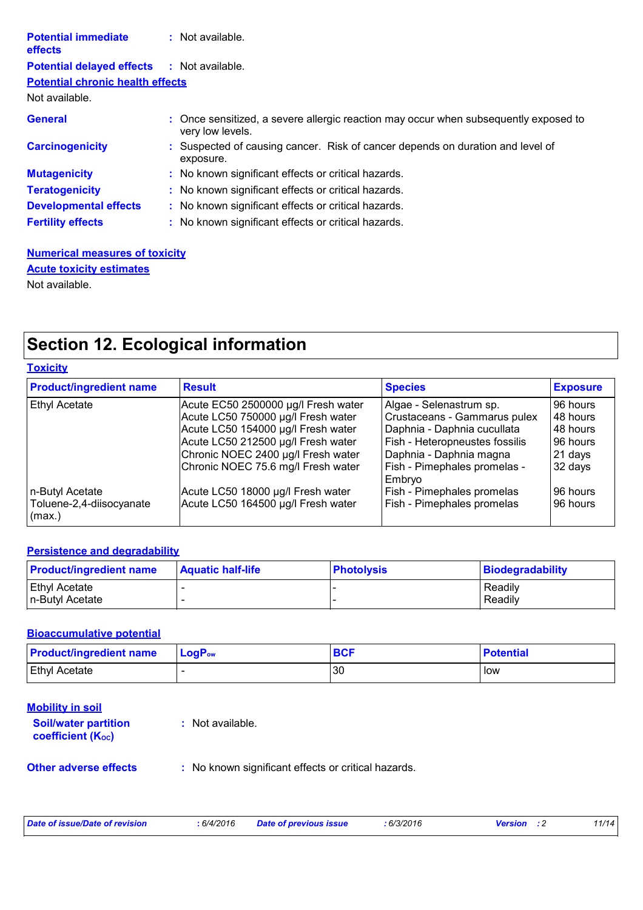**Potential immediate effects** : Not available.

**Potential delayed effects** : Not available.

**Potential chronic health effects**

Not available.

**General** : Once sensitized, a severe allergic reaction may occur when subsequently exposed to very low levels.

**Carcinogenicity** : Suspected of causing cancer. Risk of cancer depends on duration and level of exposure.

**Mutagenicity** : No known significant effects or critical hazards.

**Teratogenicity** : No known significant effects or critical hazards.

**Developmental effects** : No known significant effects or critical hazards.

**Fertility effects** : No known significant effects or critical hazards.

**Numerical measures of toxicity**

**Acute toxicity estimates**

Not available.

## Section 12. Ecological information

### Toxicity

| Product/ingredient name | Result | Species | Exposure |
|---|---|---|---|
| Ethyl Acetate | Acute EC50 2500000 µg/l Fresh water | Algae - Selenastrum sp. | 96 hours |
| | Acute LC50 750000 µg/l Fresh water | Crustaceans - Gammarus pulex | 48 hours |
| | Acute LC50 154000 µg/l Fresh water | Daphnia - Daphnia cucullata | 48 hours |
| | Acute LC50 212500 µg/l Fresh water | Fish - Heteropneustes fossilis | 96 hours |
| | Chronic NOEC 2400 µg/l Fresh water | Daphnia - Daphnia magna | 21 days |
| | Chronic NOEC 75.6 mg/l Fresh water | Fish - Pimephales promelas - Embryo | 32 days |
| n-Butyl Acetate | Acute LC50 18000 µg/l Fresh water | Fish - Pimephales promelas | 96 hours |
| Toluene-2,4-diisocyanate (max.) | Acute LC50 164500 µg/l Fresh water | Fish - Pimephales promelas | 96 hours |

### Persistence and degradability

| Product/ingredient name | Aquatic half-life | Photolysis | Biodegradability |
|---|---|---|---|
| Ethyl Acetate | - | - | Readily |
| n-Butyl Acetate | - | - | Readily |

### Bioaccumulative potential

| Product/ingredient name | $LogP_{ow}$ | BCF | Potential |
|---|---|---|---|
| Ethyl Acetate | - | 30 | low |

### Mobility in soil

**Soil/water partition coefficient ($K_{OC}$)** : Not available.

**Other adverse effects** : No known significant effects or critical hazards.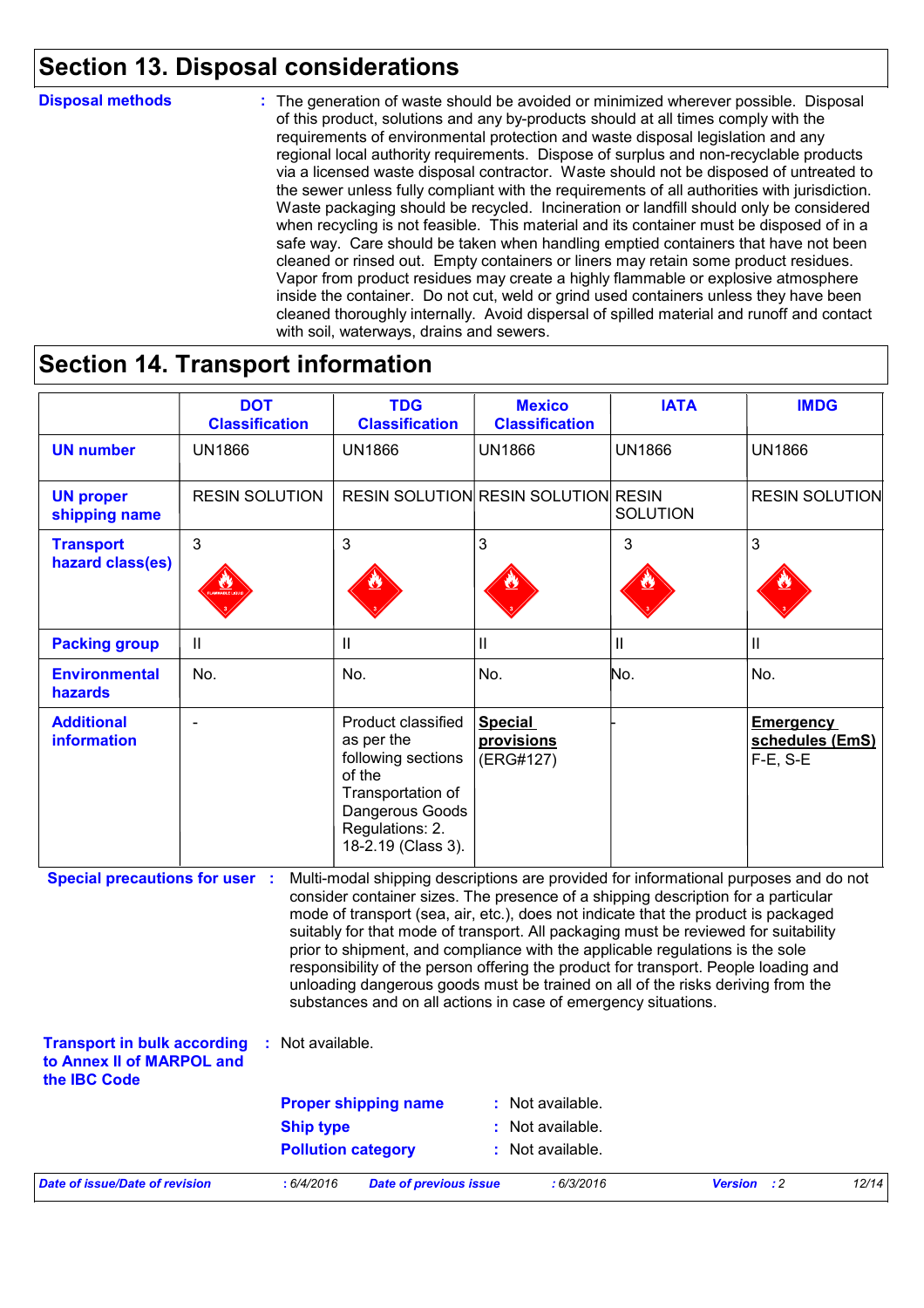## Section 13. Disposal considerations

**Disposal methods** : The generation of waste should be avoided or minimized wherever possible. Disposal of this product, solutions and any by-products should at all times comply with the requirements of environmental protection and waste disposal legislation and any regional local authority requirements. Dispose of surplus and non-recyclable products via a licensed waste disposal contractor. Waste should not be disposed of untreated to the sewer unless fully compliant with the requirements of all authorities with jurisdiction. Waste packaging should be recycled. Incineration or landfill should only be considered when recycling is not feasible. This material and its container must be disposed of in a safe way. Care should be taken when handling emptied containers that have not been cleaned or rinsed out. Empty containers or liners may retain some product residues. Vapor from product residues may create a highly flammable or explosive atmosphere inside the container. Do not cut, weld or grind used containers unless they have been cleaned thoroughly internally. Avoid dispersal of spilled material and runoff and contact with soil, waterways, drains and sewers.

## Section 14. Transport information

| | DOT Classification | TDG Classification | Mexico Classification | IATA | IMDG |
|---|---|---|---|---|---|
| **UN number** | UN1866 | UN1866 | UN1866 | UN1866 | UN1866 |
| **UN proper shipping name** | RESIN SOLUTION | RESIN SOLUTION | RESIN SOLUTION | RESIN SOLUTION | RESIN SOLUTION |
| **Transport hazard class(es)** | 3 | 3 | 3 | 3 | 3 |
| **Packing group** | II | II | II | II | II |
| **Environmental hazards** | No. | No. | No. | No. | No. |
| **Additional information** | - | Product classified as per the following sections of the Transportation of Dangerous Goods Regulations: 2.18-2.19 (Class 3). | **Special provisions** (ERG#127) | - | **Emergency schedules (EmS)** F-E, S-E |

**Special precautions for user** : Multi-modal shipping descriptions are provided for informational purposes and do not consider container sizes. The presence of a shipping description for a particular mode of transport (sea, air, etc.), does not indicate that the product is packaged suitably for that mode of transport. All packaging must be reviewed for suitability prior to shipment, and compliance with the applicable regulations is the sole responsibility of the person offering the product for transport. People loading and unloading dangerous goods must be trained on all of the risks deriving from the substances and on all actions in case of emergency situations.

**Transport in bulk according to Annex II of MARPOL and the IBC Code** : Not available.

**Proper shipping name** : Not available.
**Ship type** : Not available.
**Pollution category** : Not available.

*Date of issue/Date of revision* : 6/4/2016 *Date of previous issue* : 6/3/2016 *Version* : 2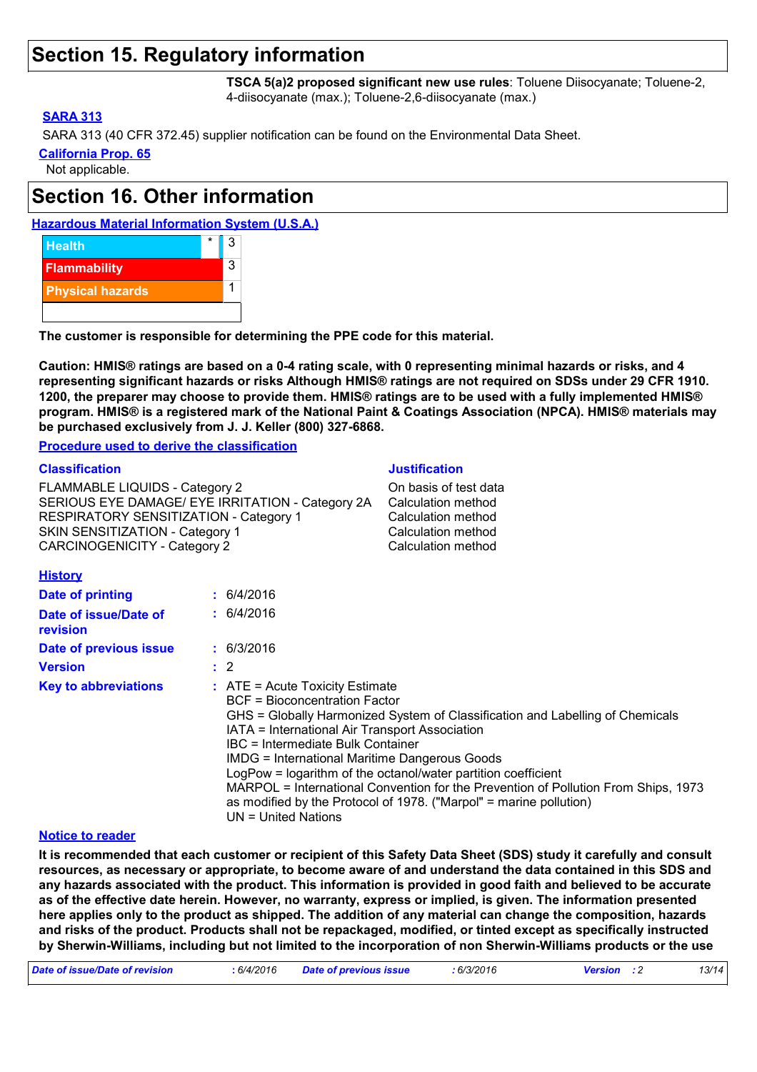# Section 15. Regulatory information

**TSCA 5(a)2 proposed significant new use rules**: Toluene Diisocyanate; Toluene-2, 4-diisocyanate (max.); Toluene-2,6-diisocyanate (max.)

**SARA 313**

SARA 313 (40 CFR 372.45) supplier notification can be found on the Environmental Data Sheet.

**California Prop. 65**

Not applicable.

# Section 16. Other information

**Hazardous Material Information System (U.S.A.)**

| | | |
|---|---|---|
| Health | * | 3 |
| Flammability | | 3 |
| Physical hazards | | 1 |
| | | |

**The customer is responsible for determining the PPE code for this material.**

**Caution: HMIS® ratings are based on a 0-4 rating scale, with 0 representing minimal hazards or risks, and 4 representing significant hazards or risks Although HMIS® ratings are not required on SDSs under 29 CFR 1910. 1200, the preparer may choose to provide them. HMIS® ratings are to be used with a fully implemented HMIS® program. HMIS® is a registered mark of the National Paint & Coatings Association (NPCA). HMIS® materials may be purchased exclusively from J. J. Keller (800) 327-6868.**

**Procedure used to derive the classification**

| Classification | Justification |
|---|---|
| FLAMMABLE LIQUIDS - Category 2 | On basis of test data |
| SERIOUS EYE DAMAGE/ EYE IRRITATION - Category 2A | Calculation method |
| RESPIRATORY SENSITIZATION - Category 1 | Calculation method |
| SKIN SENSITIZATION - Category 1 | Calculation method |
| CARCINOGENICITY - Category 2 | Calculation method |

**History**

**Date of printing** : 6/4/2016

**Date of issue/Date of revision** : 6/4/2016

**Date of previous issue** : 6/3/2016

**Version** : 2

**Key to abbreviations** : ATE = Acute Toxicity Estimate
BCF = Bioconcentration Factor
GHS = Globally Harmonized System of Classification and Labelling of Chemicals
IATA = International Air Transport Association
IBC = Intermediate Bulk Container
IMDG = International Maritime Dangerous Goods
LogPow = logarithm of the octanol/water partition coefficient
MARPOL = International Convention for the Prevention of Pollution From Ships, 1973 as modified by the Protocol of 1978. ("Marpol" = marine pollution)
UN = United Nations

**Notice to reader**

**It is recommended that each customer or recipient of this Safety Data Sheet (SDS) study it carefully and consult resources, as necessary or appropriate, to become aware of and understand the data contained in this SDS and any hazards associated with the product. This information is provided in good faith and believed to be accurate as of the effective date herein. However, no warranty, express or implied, is given. The information presented here applies only to the product as shipped. The addition of any material can change the composition, hazards and risks of the product. Products shall not be repackaged, modified, or tinted except as specifically instructed by Sherwin-Williams, including but not limited to the incorporation of non Sherwin-Williams products or the use**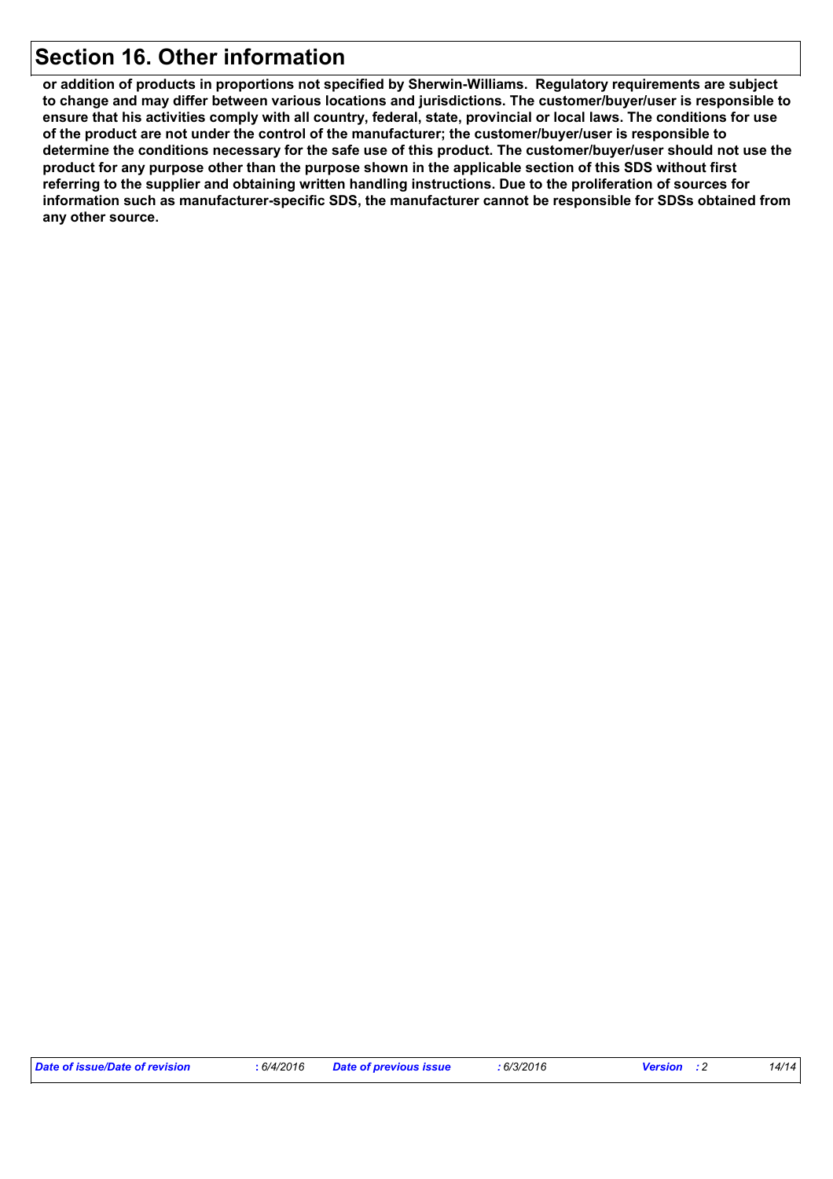## Section 16. Other information

**or addition of products in proportions not specified by Sherwin-Williams. Regulatory requirements are subject to change and may differ between various locations and jurisdictions. The customer/buyer/user is responsible to ensure that his activities comply with all country, federal, state, provincial or local laws. The conditions for use of the product are not under the control of the manufacturer; the customer/buyer/user is responsible to determine the conditions necessary for the safe use of this product. The customer/buyer/user should not use the product for any purpose other than the purpose shown in the applicable section of this SDS without first referring to the supplier and obtaining written handling instructions. Due to the proliferation of sources for information such as manufacturer-specific SDS, the manufacturer cannot be responsible for SDSs obtained from any other source.**